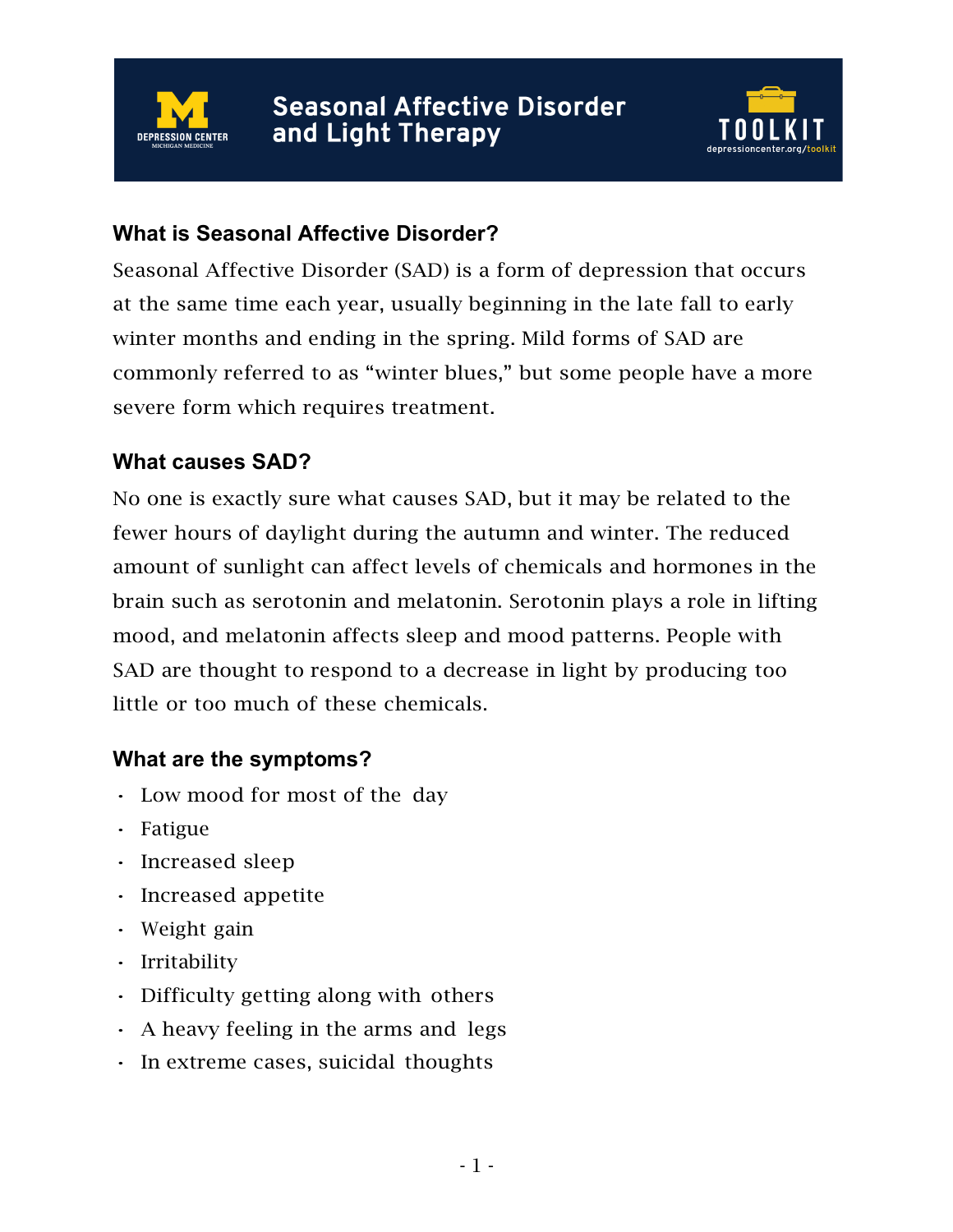# Seasonal Affective Disorder and Light Therapy

DEPRESSION CENTER
MICHIGAN MEDICINE

TOOLKIT
depressioncenter.org/toolkit

## What is Seasonal Affective Disorder?

Seasonal Affective Disorder (SAD) is a form of depression that occurs at the same time each year, usually beginning in the late fall to early winter months and ending in the spring. Mild forms of SAD are commonly referred to as "winter blues," but some people have a more severe form which requires treatment.

## What causes SAD?

No one is exactly sure what causes SAD, but it may be related to the fewer hours of daylight during the autumn and winter. The reduced amount of sunlight can affect levels of chemicals and hormones in the brain such as serotonin and melatonin. Serotonin plays a role in lifting mood, and melatonin affects sleep and mood patterns. People with SAD are thought to respond to a decrease in light by producing too little or too much of these chemicals.

## What are the symptoms?

- Low mood for most of the day
- Fatigue
- Increased sleep
- Increased appetite
- Weight gain
- Irritability
- Difficulty getting along with others
- A heavy feeling in the arms and legs
- In extreme cases, suicidal thoughts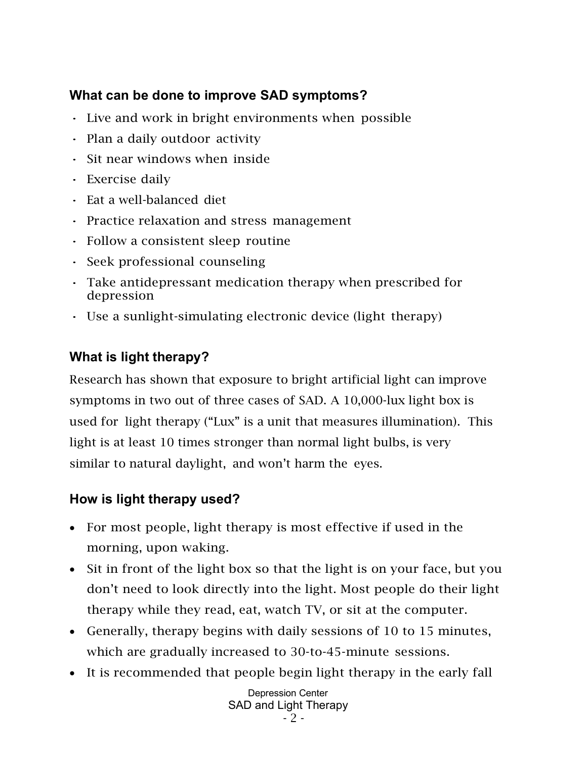## What can be done to improve SAD symptoms?

- Live and work in bright environments when possible
- Plan a daily outdoor activity
- Sit near windows when inside
- Exercise daily
- Eat a well-balanced diet
- Practice relaxation and stress management
- Follow a consistent sleep routine
- Seek professional counseling
- Take antidepressant medication therapy when prescribed for depression
- Use a sunlight-simulating electronic device (light therapy)

## What is light therapy?

Research has shown that exposure to bright artificial light can improve symptoms in two out of three cases of SAD. A 10,000-lux light box is used for light therapy ("Lux" is a unit that measures illumination). This light is at least 10 times stronger than normal light bulbs, is very similar to natural daylight, and won't harm the eyes.

## How is light therapy used?

- For most people, light therapy is most effective if used in the morning, upon waking.
- Sit in front of the light box so that the light is on your face, but you don't need to look directly into the light. Most people do their light therapy while they read, eat, watch TV, or sit at the computer.
- Generally, therapy begins with daily sessions of 10 to 15 minutes, which are gradually increased to 30-to-45-minute sessions.
- It is recommended that people begin light therapy in the early fall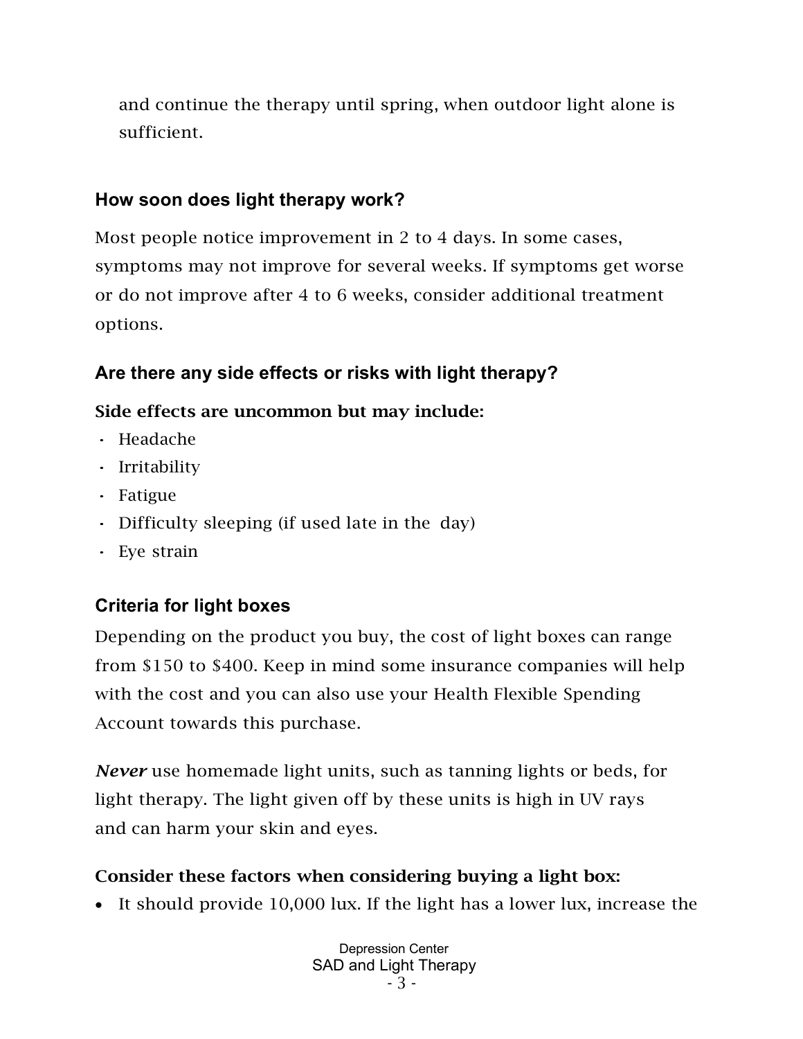and continue the therapy until spring, when outdoor light alone is sufficient.

### How soon does light therapy work?

Most people notice improvement in 2 to 4 days. In some cases, symptoms may not improve for several weeks. If symptoms get worse or do not improve after 4 to 6 weeks, consider additional treatment options.

### Are there any side effects or risks with light therapy?

**Side effects are uncommon but may include:**

- Headache
- Irritability
- Fatigue
- Difficulty sleeping (if used late in the day)
- Eye strain

### Criteria for light boxes

Depending on the product you buy, the cost of light boxes can range from $150 to $400. Keep in mind some insurance companies will help with the cost and you can also use your Health Flexible Spending Account towards this purchase.

***Never*** use homemade light units, such as tanning lights or beds, for light therapy. The light given off by these units is high in UV rays and can harm your skin and eyes.

**Consider these factors when considering buying a light box:**

- It should provide 10,000 lux. If the light has a lower lux, increase the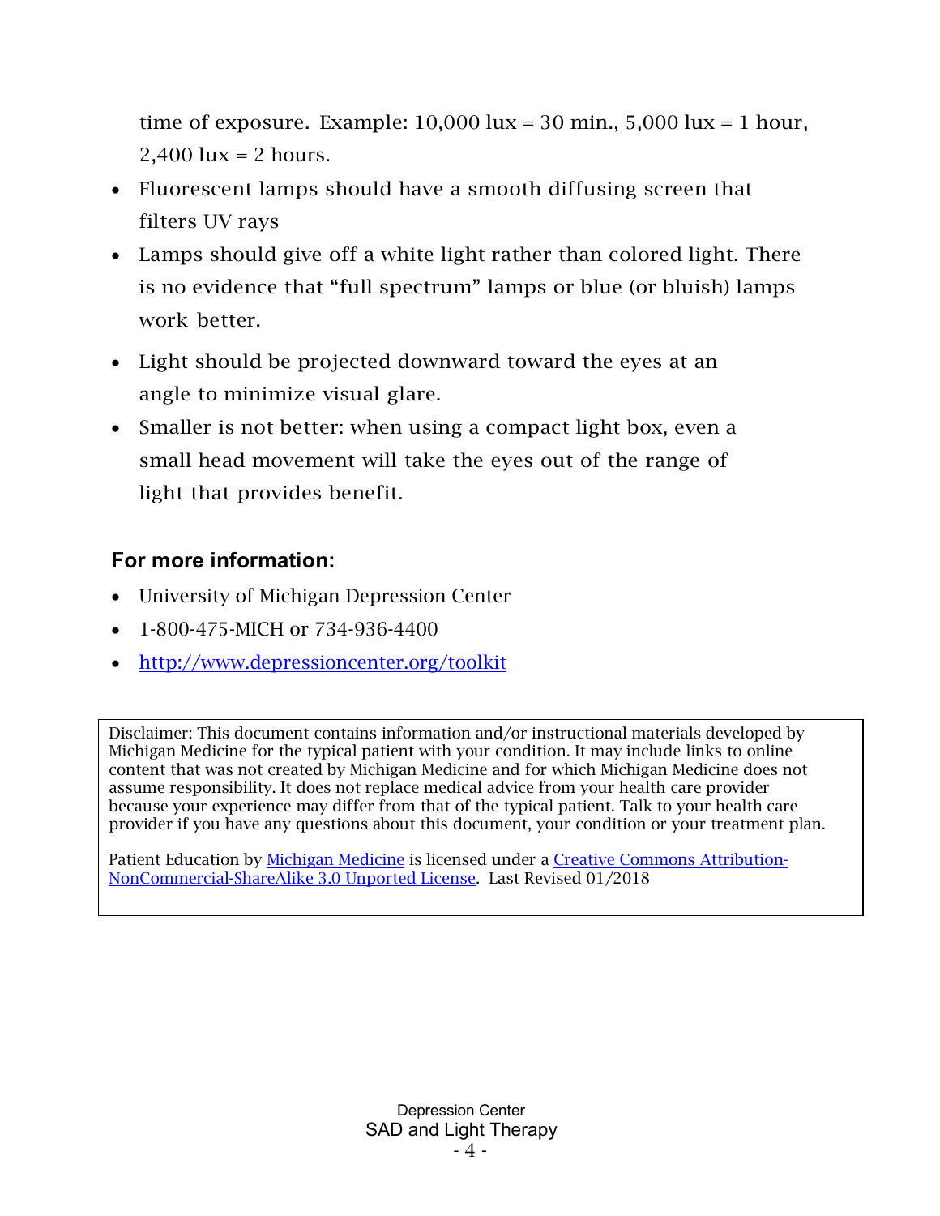time of exposure. Example: 10,000 lux = 30 min., 5,000 lux = 1 hour, 2,400 lux = 2 hours.

- Fluorescent lamps should have a smooth diffusing screen that filters UV rays
- Lamps should give off a white light rather than colored light. There is no evidence that "full spectrum" lamps or blue (or bluish) lamps work better.
- Light should be projected downward toward the eyes at an angle to minimize visual glare.
- Smaller is not better: when using a compact light box, even a small head movement will take the eyes out of the range of light that provides benefit.

### For more information:

- University of Michigan Depression Center
- 1-800-475-MICH or 734-936-4400
- [http://www.depressioncenter.org/toolkit](http://www.depressioncenter.org/toolkit)

Disclaimer: This document contains information and/or instructional materials developed by Michigan Medicine for the typical patient with your condition. It may include links to online content that was not created by Michigan Medicine and for which Michigan Medicine does not assume responsibility. It does not replace medical advice from your health care provider because your experience may differ from that of the typical patient. Talk to your health care provider if you have any questions about this document, your condition or your treatment plan.

Patient Education by Michigan Medicine is licensed under a Creative Commons Attribution-NonCommercial-ShareAlike 3.0 Unported License. Last Revised 01/2018